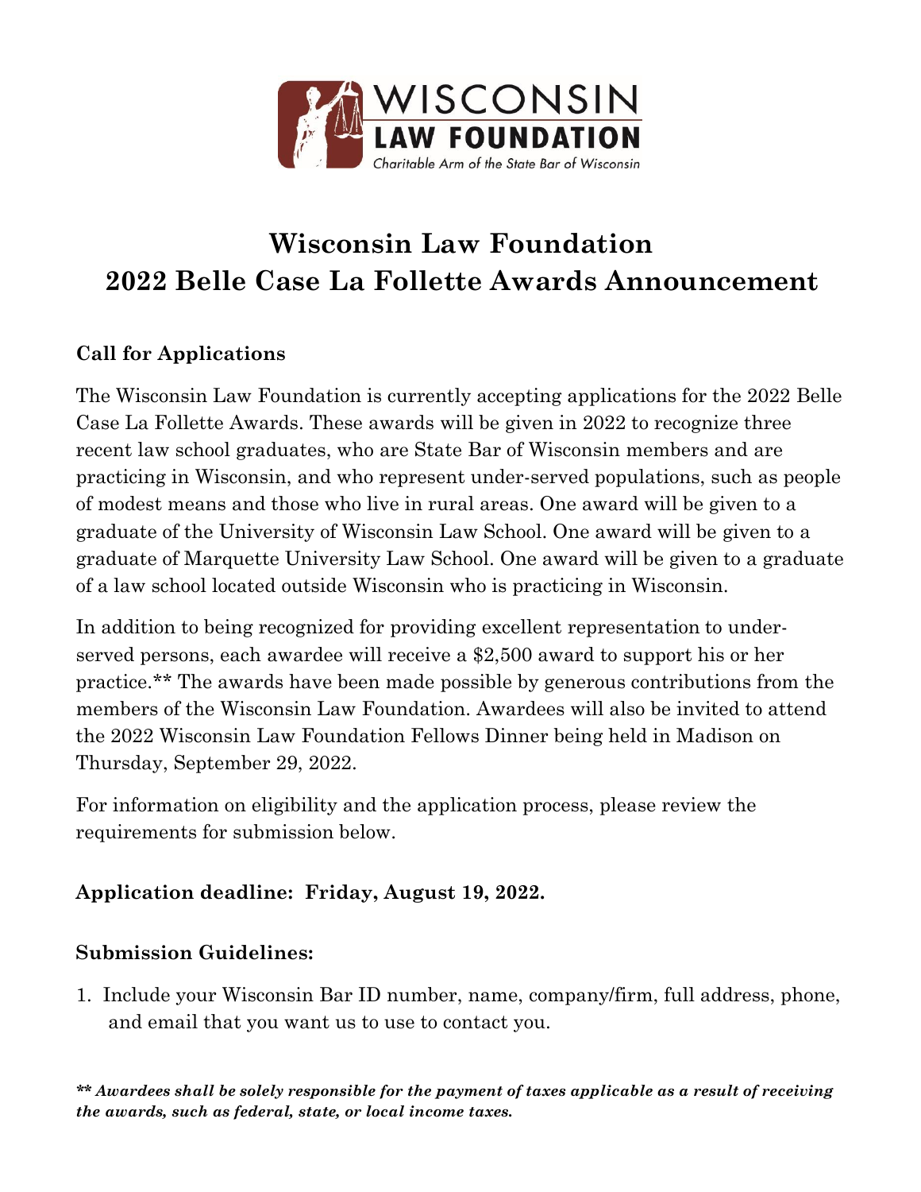# Wisconsin Law Foundation
# 2022 Belle Case La Follette Awards Announcement

**Call for Applications**

The Wisconsin Law Foundation is currently accepting applications for the 2022 Belle Case La Follette Awards. These awards will be given in 2022 to recognize three recent law school graduates, who are State Bar of Wisconsin members and are practicing in Wisconsin, and who represent under-served populations, such as people of modest means and those who live in rural areas. One award will be given to a graduate of the University of Wisconsin Law School. One award will be given to a graduate of Marquette University Law School. One award will be given to a graduate of a law school located outside Wisconsin who is practicing in Wisconsin.

In addition to being recognized for providing excellent representation to under-served persons, each awardee will receive a $2,500 award to support his or her practice.** The awards have been made possible by generous contributions from the members of the Wisconsin Law Foundation. Awardees will also be invited to attend the 2022 Wisconsin Law Foundation Fellows Dinner being held in Madison on Thursday, September 29, 2022.

For information on eligibility and the application process, please review the requirements for submission below.

**Application deadline: Friday, August 19, 2022.**

**Submission Guidelines:**

1. Include your Wisconsin Bar ID number, name, company/firm, full address, phone, and email that you want us to use to contact you.

***\*\* Awardees shall be solely responsible for the payment of taxes applicable as a result of receiving the awards, such as federal, state, or local income taxes.***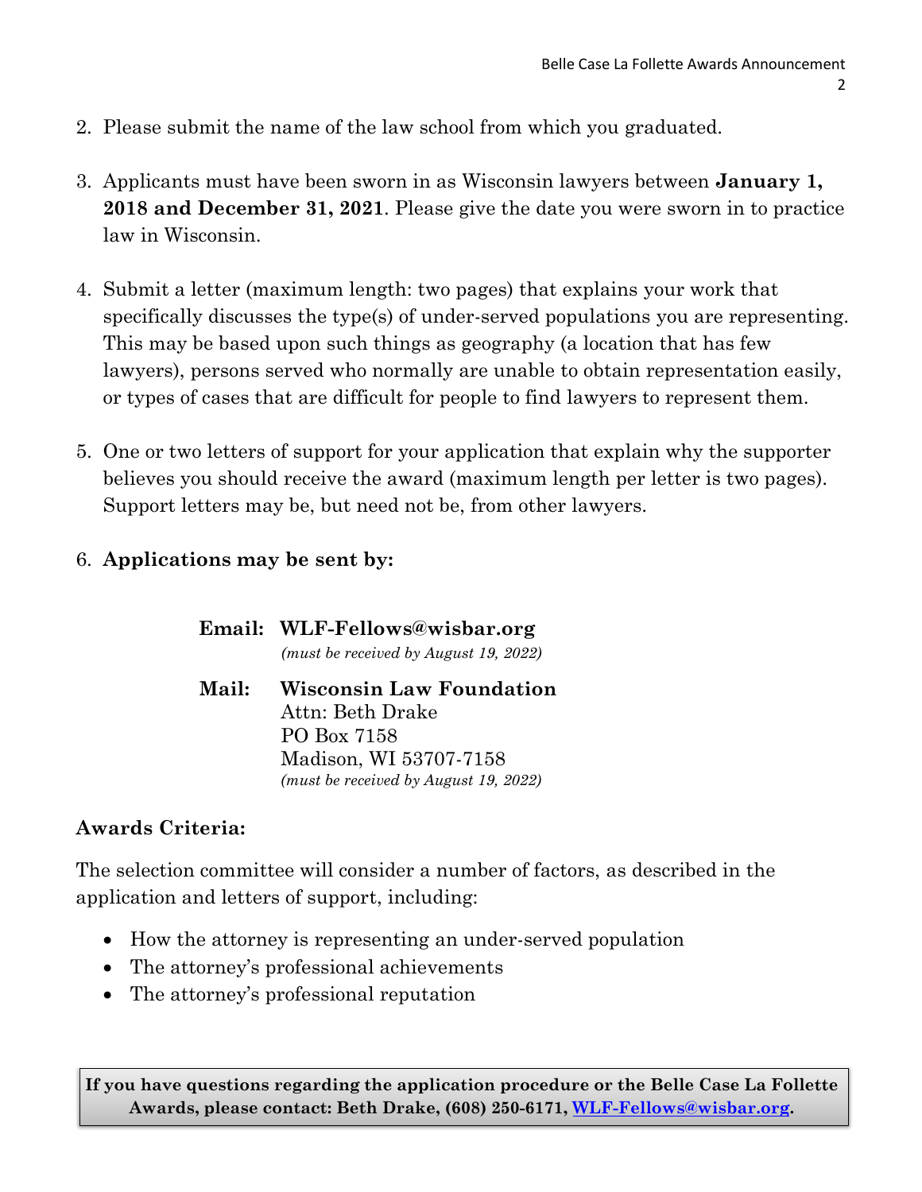2. Please submit the name of the law school from which you graduated.

3. Applicants must have been sworn in as Wisconsin lawyers between **January 1, 2018 and December 31, 2021**. Please give the date you were sworn in to practice law in Wisconsin.

4. Submit a letter (maximum length: two pages) that explains your work that specifically discusses the type(s) of under-served populations you are representing. This may be based upon such things as geography (a location that has few lawyers), persons served who normally are unable to obtain representation easily, or types of cases that are difficult for people to find lawyers to represent them.

5. One or two letters of support for your application that explain why the supporter believes you should receive the award (maximum length per letter is two pages). Support letters may be, but need not be, from other lawyers.

6. **Applications may be sent by:**

**Email:** **WLF-Fellows@wisbar.org**
*(must be received by August 19, 2022)*

**Mail:** **Wisconsin Law Foundation**
Attn: Beth Drake
PO Box 7158
Madison, WI 53707-7158
*(must be received by August 19, 2022)*

**Awards Criteria:**

The selection committee will consider a number of factors, as described in the application and letters of support, including:

- How the attorney is representing an under-served population
- The attorney's professional achievements
- The attorney's professional reputation

**If you have questions regarding the application procedure or the Belle Case La Follette Awards, please contact: Beth Drake, (608) 250-6171, WLF-Fellows@wisbar.org.**